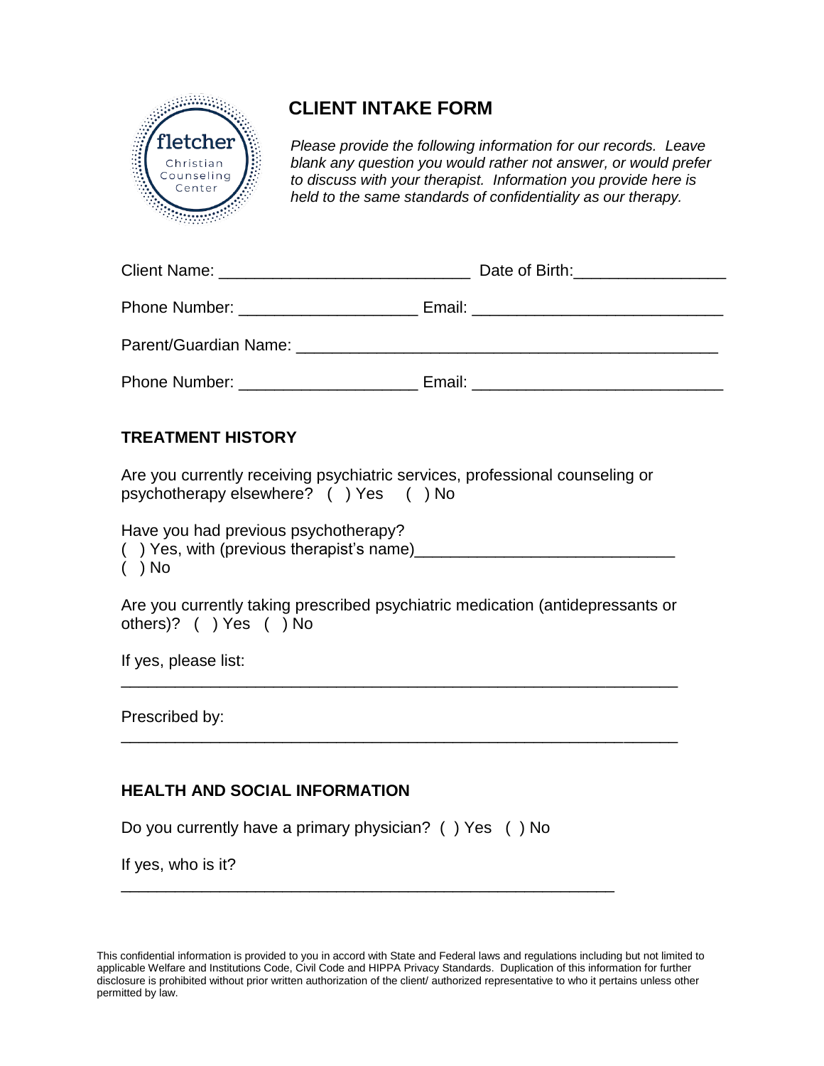fletcher Christian Counseling Center

# CLIENT INTAKE FORM

*Please provide the following information for our records. Leave blank any question you would rather not answer, or would prefer to discuss with your therapist. Information you provide here is held to the same standards of confidentiality as our therapy.*

Client Name: ____________________________ Date of Birth:_________________

Phone Number: ____________________ Email: ____________________________

Parent/Guardian Name: _______________________________________________

Phone Number: ____________________ Email: ____________________________

## TREATMENT HISTORY

Are you currently receiving psychiatric services, professional counseling or psychotherapy elsewhere? ( ) Yes ( ) No

Have you had previous psychotherapy?
( ) Yes, with (previous therapist's name)_____________________________
( ) No

Are you currently taking prescribed psychiatric medication (antidepressants or others)? ( ) Yes ( ) No

If yes, please list:
_______________________________________________________________

Prescribed by:
_______________________________________________________________

## HEALTH AND SOCIAL INFORMATION

Do you currently have a primary physician? ( ) Yes ( ) No

If yes, who is it?
________________________________________________________

This confidential information is provided to you in accord with State and Federal laws and regulations including but not limited to applicable Welfare and Institutions Code, Civil Code and HIPPA Privacy Standards. Duplication of this information for further disclosure is prohibited without prior written authorization of the client/ authorized representative to who it pertains unless other permitted by law.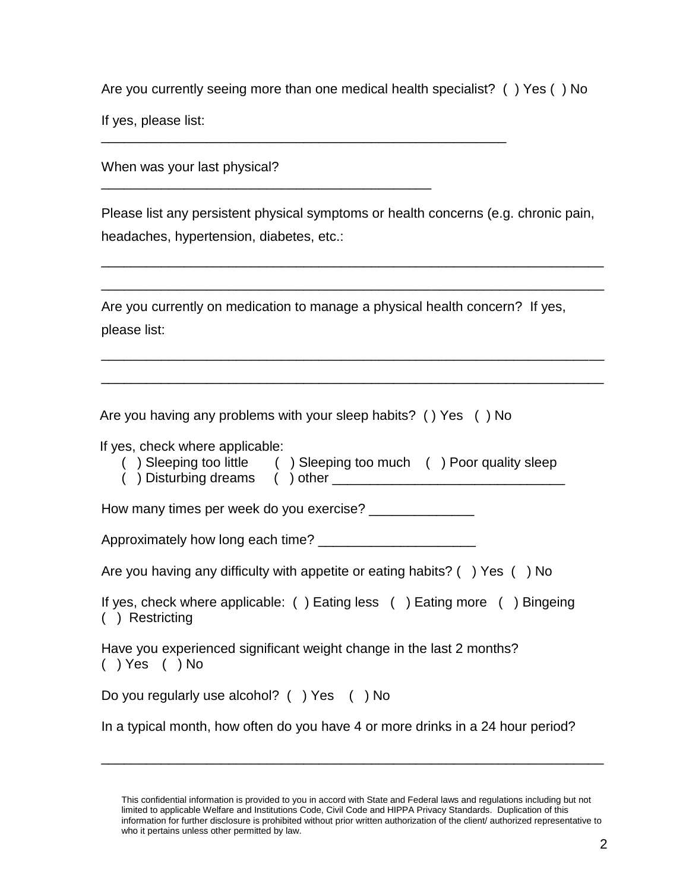Are you currently seeing more than one medical health specialist? ( ) Yes ( ) No

If yes, please list:

_______________________________________________________

When was your last physical?

_____________________________________________

Please list any persistent physical symptoms or health concerns (e.g. chronic pain, headaches, hypertension, diabetes, etc.:

_____________________________________________________________________

_____________________________________________________________________

Are you currently on medication to manage a physical health concern? If yes, please list:

_____________________________________________________________________

_____________________________________________________________________

Are you having any problems with your sleep habits? ( ) Yes ( ) No

If yes, check where applicable:
( ) Sleeping too little ( ) Sleeping too much ( ) Poor quality sleep
( ) Disturbing dreams ( ) other _______________________________

How many times per week do you exercise? ______________

Approximately how long each time? _____________________

Are you having any difficulty with appetite or eating habits? ( ) Yes ( ) No

If yes, check where applicable: ( ) Eating less ( ) Eating more ( ) Bingeing
( ) Restricting

Have you experienced significant weight change in the last 2 months?
( ) Yes ( ) No

Do you regularly use alcohol? ( ) Yes ( ) No

In a typical month, how often do you have 4 or more drinks in a 24 hour period?

_____________________________________________________________________

This confidential information is provided to you in accord with State and Federal laws and regulations including but not limited to applicable Welfare and Institutions Code, Civil Code and HIPPA Privacy Standards. Duplication of this information for further disclosure is prohibited without prior written authorization of the client/ authorized representative to who it pertains unless other permitted by law.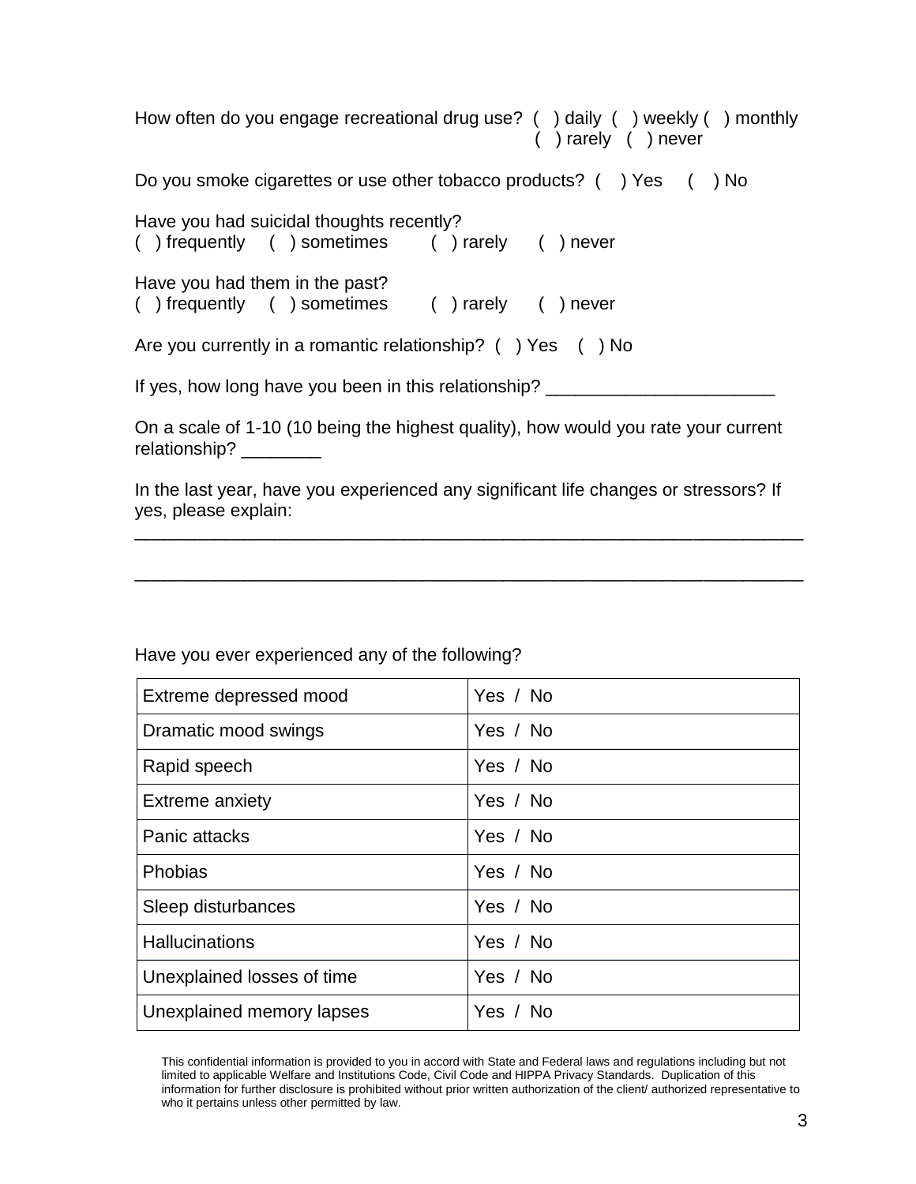How often do you engage recreational drug use? ( ) daily ( ) weekly ( ) monthly ( ) rarely ( ) never

Do you smoke cigarettes or use other tobacco products? ( ) Yes ( ) No

Have you had suicidal thoughts recently?
( ) frequently ( ) sometimes ( ) rarely ( ) never

Have you had them in the past?
( ) frequently ( ) sometimes ( ) rarely ( ) never

Are you currently in a romantic relationship? ( ) Yes ( ) No

If yes, how long have you been in this relationship? _______________________

On a scale of 1-10 (10 being the highest quality), how would you rate your current relationship? ________

In the last year, have you experienced any significant life changes or stressors? If yes, please explain:

_____________________________________________________________________

_____________________________________________________________________

Have you ever experienced any of the following?

| | |
|---|---|
| Extreme depressed mood | Yes / No |
| Dramatic mood swings | Yes / No |
| Rapid speech | Yes / No |
| Extreme anxiety | Yes / No |
| Panic attacks | Yes / No |
| Phobias | Yes / No |
| Sleep disturbances | Yes / No |
| Hallucinations | Yes / No |
| Unexplained losses of time | Yes / No |
| Unexplained memory lapses | Yes / No |

This confidential information is provided to you in accord with State and Federal laws and regulations including but not limited to applicable Welfare and Institutions Code, Civil Code and HIPPA Privacy Standards. Duplication of this information for further disclosure is prohibited without prior written authorization of the client/ authorized representative to who it pertains unless other permitted by law.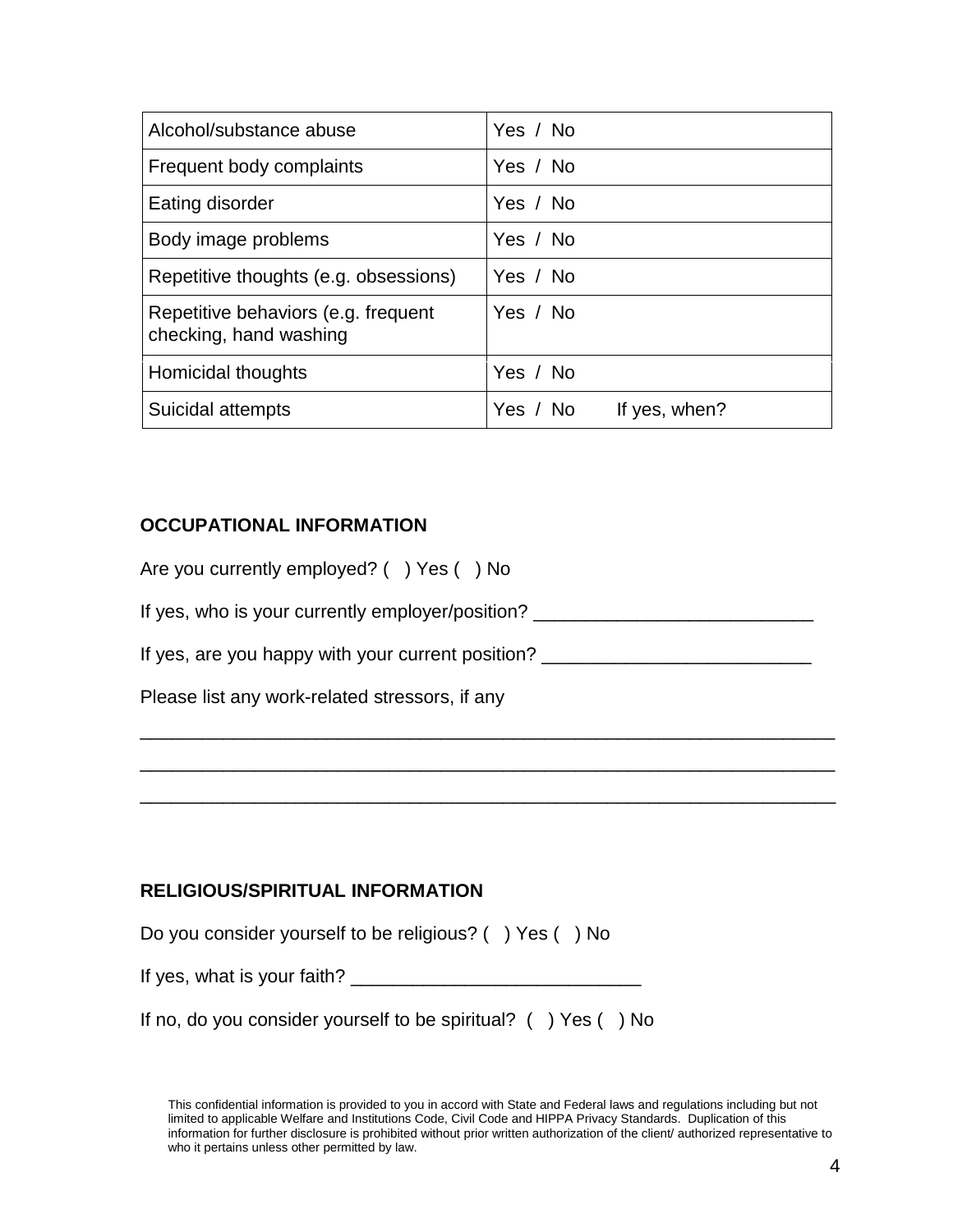| | |
|---|---|
| Alcohol/substance abuse | Yes / No |
| Frequent body complaints | Yes / No |
| Eating disorder | Yes / No |
| Body image problems | Yes / No |
| Repetitive thoughts (e.g. obsessions) | Yes / No |
| Repetitive behaviors (e.g. frequent checking, hand washing | Yes / No |
| Homicidal thoughts | Yes / No |
| Suicidal attempts | Yes / No If yes, when? |

**OCCUPATIONAL INFORMATION**

Are you currently employed? ( ) Yes ( ) No

If yes, who is your currently employer/position? ___________________________

If yes, are you happy with your current position? __________________________

Please list any work-related stressors, if any

____________________________________________________________________

____________________________________________________________________

____________________________________________________________________

**RELIGIOUS/SPIRITUAL INFORMATION**

Do you consider yourself to be religious? ( ) Yes ( ) No

If yes, what is your faith? ____________________________

If no, do you consider yourself to be spiritual? ( ) Yes ( ) No

This confidential information is provided to you in accord with State and Federal laws and regulations including but not limited to applicable Welfare and Institutions Code, Civil Code and HIPPA Privacy Standards. Duplication of this information for further disclosure is prohibited without prior written authorization of the client/ authorized representative to who it pertains unless other permitted by law.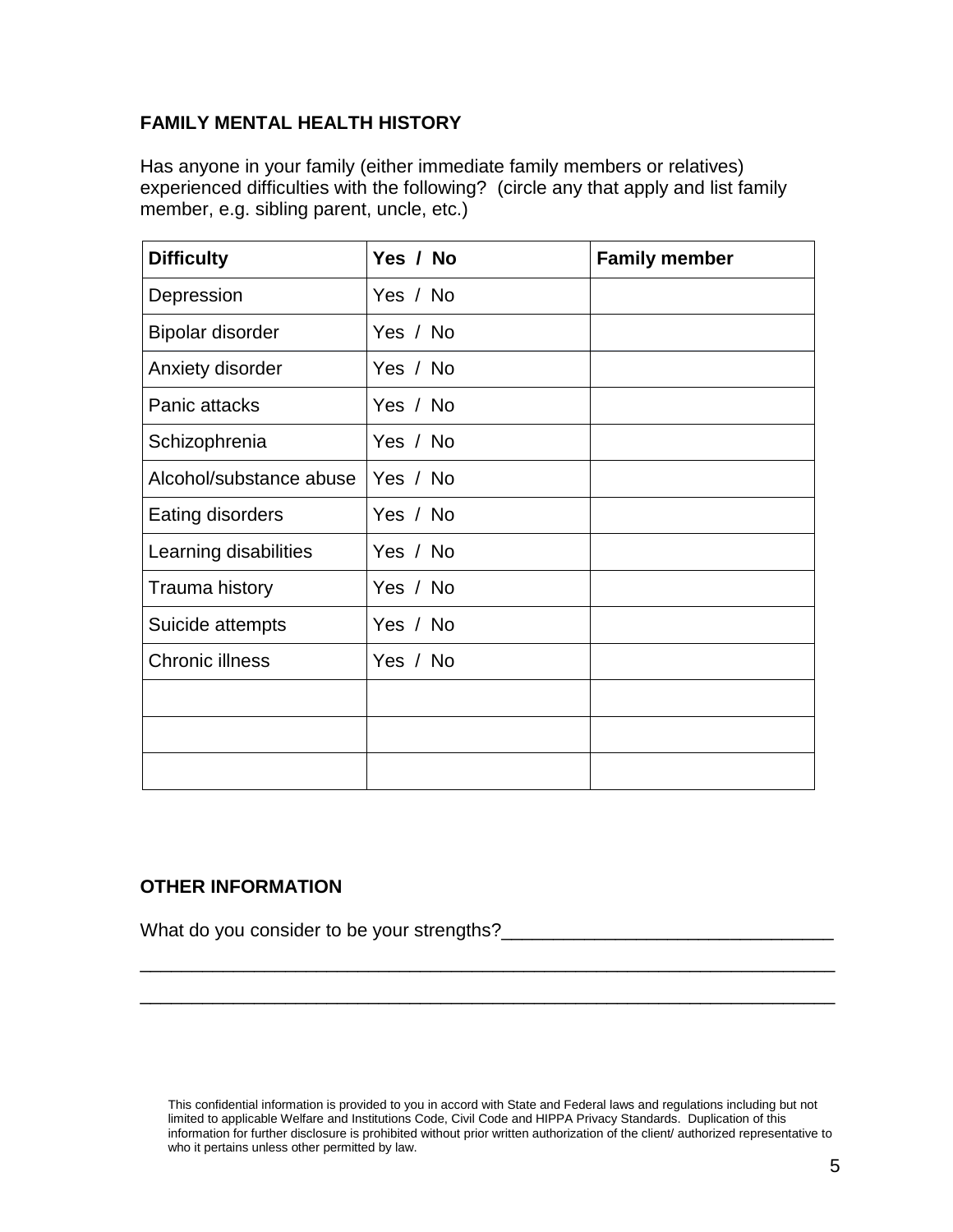## FAMILY MENTAL HEALTH HISTORY

Has anyone in your family (either immediate family members or relatives) experienced difficulties with the following? (circle any that apply and list family member, e.g. sibling parent, uncle, etc.)

| Difficulty | Yes / No | Family member |
|---|---|---|
| Depression | Yes / No | |
| Bipolar disorder | Yes / No | |
| Anxiety disorder | Yes / No | |
| Panic attacks | Yes / No | |
| Schizophrenia | Yes / No | |
| Alcohol/substance abuse | Yes / No | |
| Eating disorders | Yes / No | |
| Learning disabilities | Yes / No | |
| Trauma history | Yes / No | |
| Suicide attempts | Yes / No | |
| Chronic illness | Yes / No | |
| | | |
| | | |
| | | |

## OTHER INFORMATION

What do you consider to be your strengths?_______________________________

____________________________________________________________________

____________________________________________________________________

This confidential information is provided to you in accord with State and Federal laws and regulations including but not limited to applicable Welfare and Institutions Code, Civil Code and HIPPA Privacy Standards. Duplication of this information for further disclosure is prohibited without prior written authorization of the client/ authorized representative to who it pertains unless other permitted by law.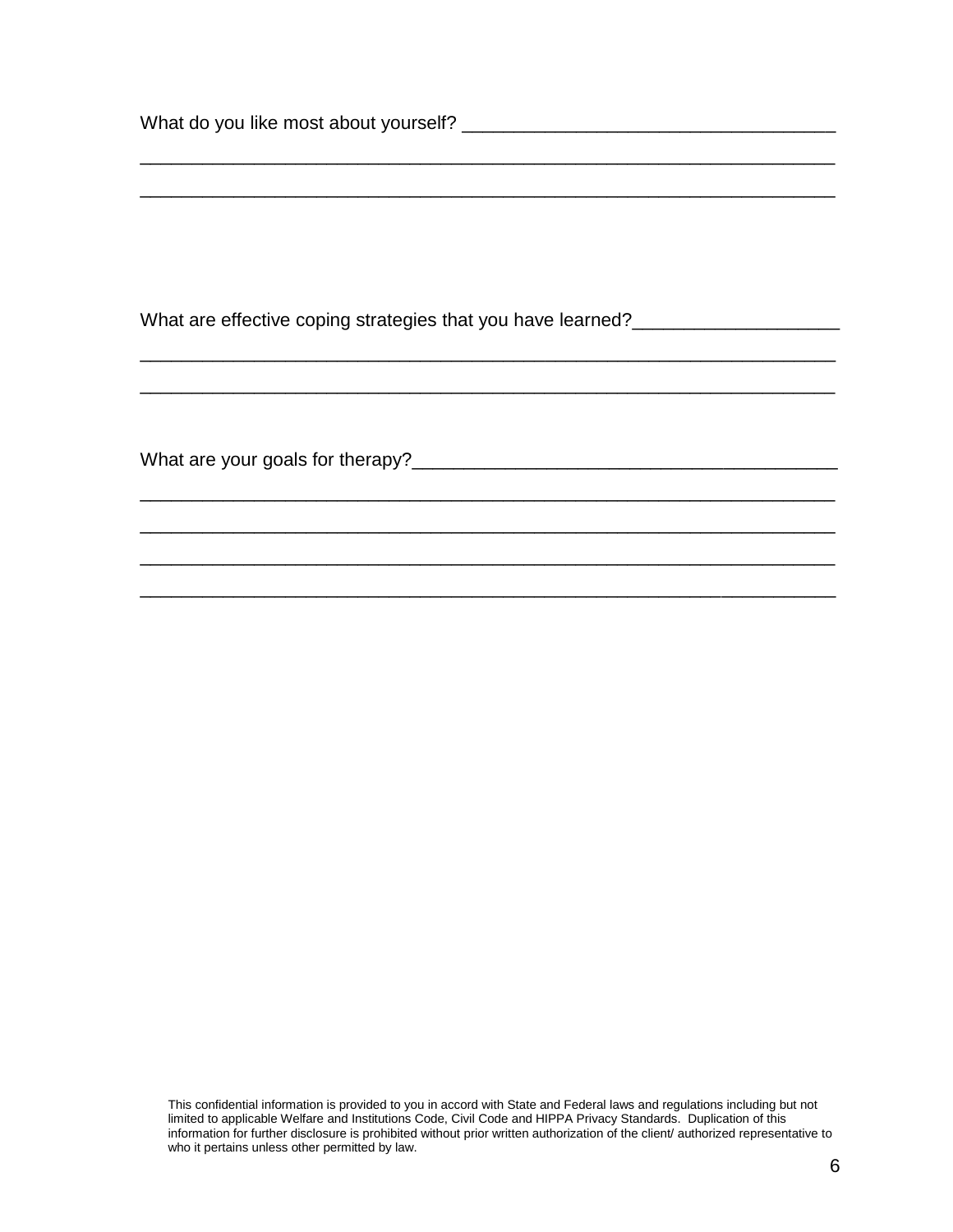What do you like most about yourself? ___________________________________

_________________________________________________________________

_________________________________________________________________

What are effective coping strategies that you have learned?___________________

_________________________________________________________________

_________________________________________________________________

What are your goals for therapy?_________________________________________

_________________________________________________________________

_________________________________________________________________

_________________________________________________________________

_________________________________________________________________

This confidential information is provided to you in accord with State and Federal laws and regulations including but not limited to applicable Welfare and Institutions Code, Civil Code and HIPPA Privacy Standards. Duplication of this information for further disclosure is prohibited without prior written authorization of the client/ authorized representative to who it pertains unless other permitted by law.